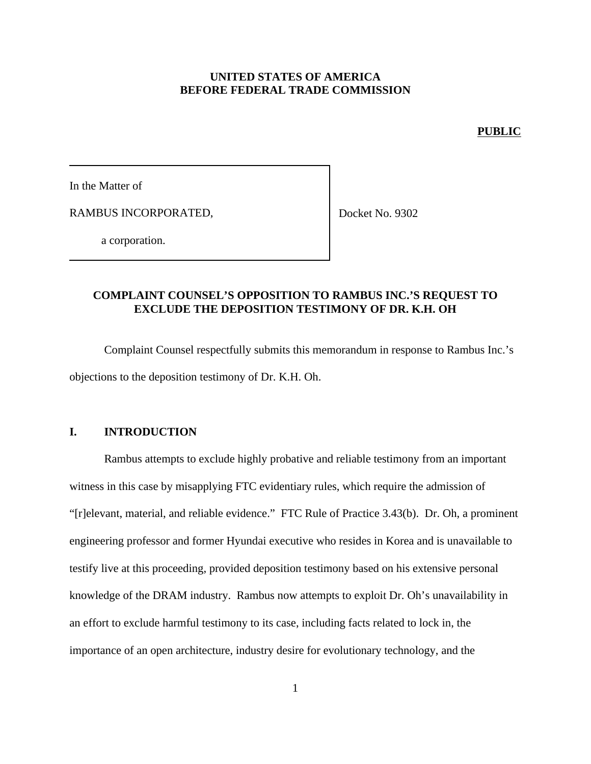**UNITED STATES OF AMERICA**
**BEFORE FEDERAL TRADE COMMISSION**

**PUBLIC**

In the Matter of

RAMBUS INCORPORATED,

a corporation.

Docket No. 9302

**COMPLAINT COUNSEL'S OPPOSITION TO RAMBUS INC.'S REQUEST TO EXCLUDE THE DEPOSITION TESTIMONY OF DR. K.H. OH**

Complaint Counsel respectfully submits this memorandum in response to Rambus Inc.'s objections to the deposition testimony of Dr. K.H. Oh.

## I. INTRODUCTION

Rambus attempts to exclude highly probative and reliable testimony from an important witness in this case by misapplying FTC evidentiary rules, which require the admission of "[r]elevant, material, and reliable evidence." FTC Rule of Practice 3.43(b). Dr. Oh, a prominent engineering professor and former Hyundai executive who resides in Korea and is unavailable to testify live at this proceeding, provided deposition testimony based on his extensive personal knowledge of the DRAM industry. Rambus now attempts to exploit Dr. Oh's unavailability in an effort to exclude harmful testimony to its case, including facts related to lock in, the importance of an open architecture, industry desire for evolutionary technology, and the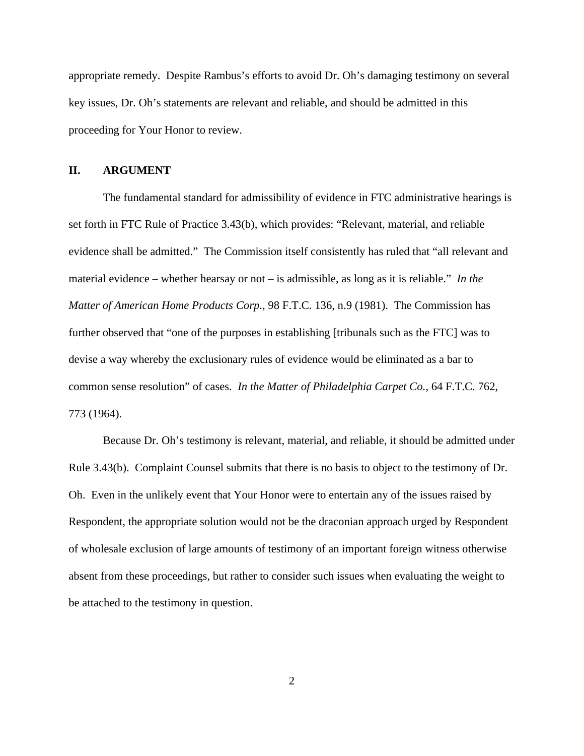appropriate remedy. Despite Rambus's efforts to avoid Dr. Oh's damaging testimony on several key issues, Dr. Oh's statements are relevant and reliable, and should be admitted in this proceeding for Your Honor to review.

## II. ARGUMENT

The fundamental standard for admissibility of evidence in FTC administrative hearings is set forth in FTC Rule of Practice 3.43(b), which provides: "Relevant, material, and reliable evidence shall be admitted." The Commission itself consistently has ruled that "all relevant and material evidence – whether hearsay or not – is admissible, as long as it is reliable." *In the Matter of American Home Products Corp*., 98 F.T.C. 136, n.9 (1981). The Commission has further observed that "one of the purposes in establishing [tribunals such as the FTC] was to devise a way whereby the exclusionary rules of evidence would be eliminated as a bar to common sense resolution" of cases. *In the Matter of Philadelphia Carpet Co.*, 64 F.T.C. 762, 773 (1964).

Because Dr. Oh's testimony is relevant, material, and reliable, it should be admitted under Rule 3.43(b). Complaint Counsel submits that there is no basis to object to the testimony of Dr. Oh. Even in the unlikely event that Your Honor were to entertain any of the issues raised by Respondent, the appropriate solution would not be the draconian approach urged by Respondent of wholesale exclusion of large amounts of testimony of an important foreign witness otherwise absent from these proceedings, but rather to consider such issues when evaluating the weight to be attached to the testimony in question.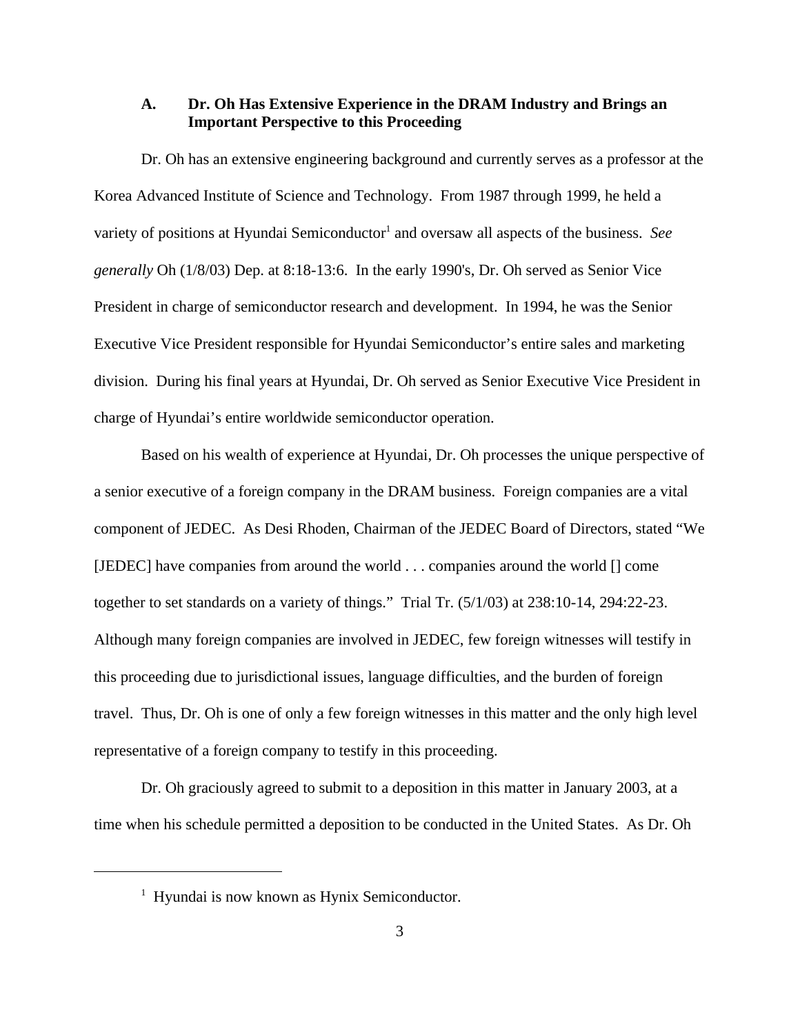### A. Dr. Oh Has Extensive Experience in the DRAM Industry and Brings an Important Perspective to this Proceeding

Dr. Oh has an extensive engineering background and currently serves as a professor at the Korea Advanced Institute of Science and Technology. From 1987 through 1999, he held a variety of positions at Hyundai Semiconductor[1] and oversaw all aspects of the business. *See generally* Oh (1/8/03) Dep. at 8:18-13:6. In the early 1990's, Dr. Oh served as Senior Vice President in charge of semiconductor research and development. In 1994, he was the Senior Executive Vice President responsible for Hyundai Semiconductor's entire sales and marketing division. During his final years at Hyundai, Dr. Oh served as Senior Executive Vice President in charge of Hyundai's entire worldwide semiconductor operation.

Based on his wealth of experience at Hyundai, Dr. Oh processes the unique perspective of a senior executive of a foreign company in the DRAM business. Foreign companies are a vital component of JEDEC. As Desi Rhoden, Chairman of the JEDEC Board of Directors, stated "We [JEDEC] have companies from around the world . . . companies around the world [] come together to set standards on a variety of things." Trial Tr. (5/1/03) at 238:10-14, 294:22-23. Although many foreign companies are involved in JEDEC, few foreign witnesses will testify in this proceeding due to jurisdictional issues, language difficulties, and the burden of foreign travel. Thus, Dr. Oh is one of only a few foreign witnesses in this matter and the only high level representative of a foreign company to testify in this proceeding.

Dr. Oh graciously agreed to submit to a deposition in this matter in January 2003, at a time when his schedule permitted a deposition to be conducted in the United States. As Dr. Oh

---

[1] Hyundai is now known as Hynix Semiconductor.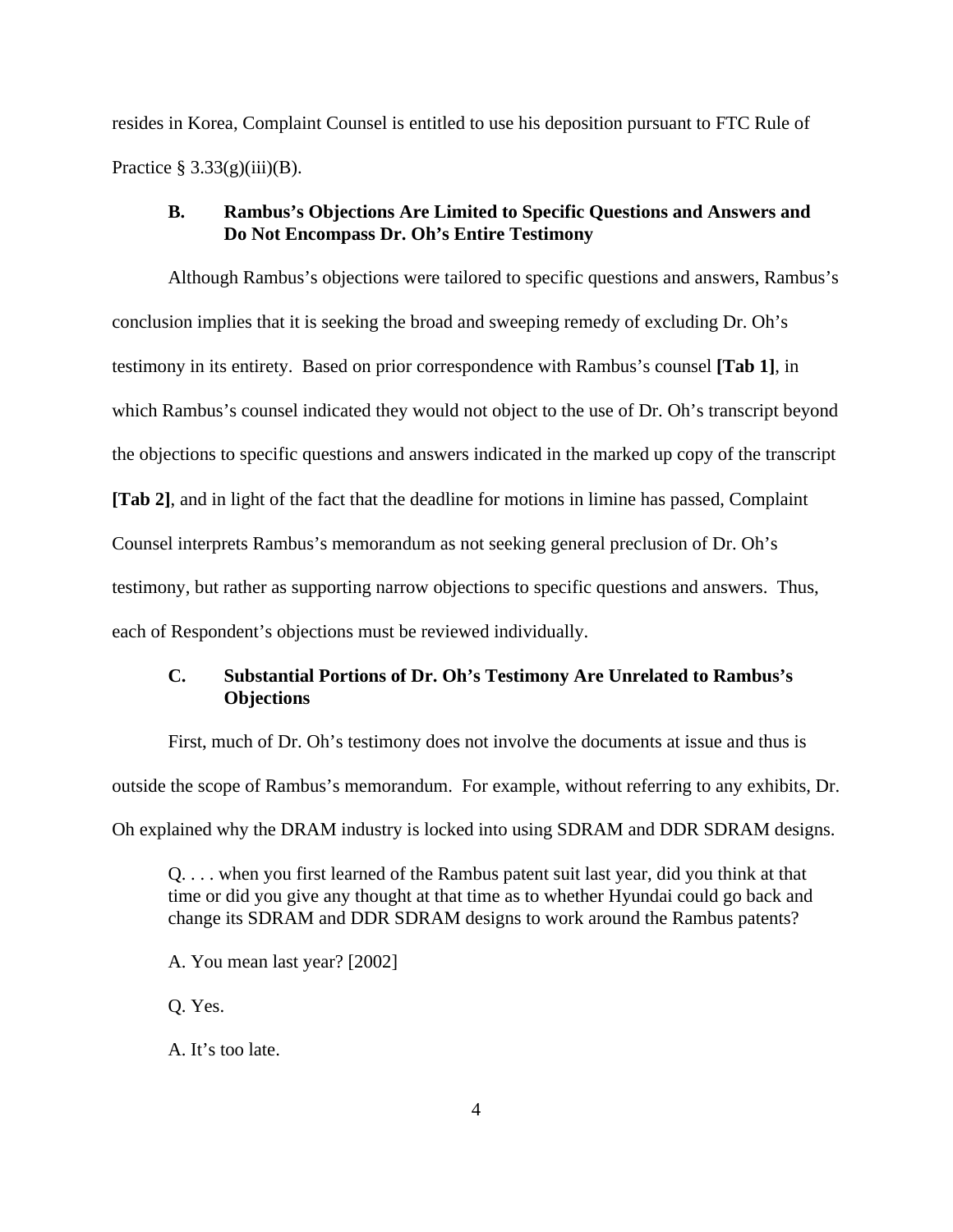resides in Korea, Complaint Counsel is entitled to use his deposition pursuant to FTC Rule of Practice § 3.33(g)(iii)(B).

### B. Rambus's Objections Are Limited to Specific Questions and Answers and Do Not Encompass Dr. Oh's Entire Testimony

Although Rambus's objections were tailored to specific questions and answers, Rambus's conclusion implies that it is seeking the broad and sweeping remedy of excluding Dr. Oh's testimony in its entirety. Based on prior correspondence with Rambus's counsel **[Tab 1]**, in which Rambus's counsel indicated they would not object to the use of Dr. Oh's transcript beyond the objections to specific questions and answers indicated in the marked up copy of the transcript **[Tab 2]**, and in light of the fact that the deadline for motions in limine has passed, Complaint Counsel interprets Rambus's memorandum as not seeking general preclusion of Dr. Oh's testimony, but rather as supporting narrow objections to specific questions and answers. Thus, each of Respondent's objections must be reviewed individually.

### C. Substantial Portions of Dr. Oh's Testimony Are Unrelated to Rambus's Objections

First, much of Dr. Oh's testimony does not involve the documents at issue and thus is outside the scope of Rambus's memorandum. For example, without referring to any exhibits, Dr. Oh explained why the DRAM industry is locked into using SDRAM and DDR SDRAM designs.

> Q. . . . when you first learned of the Rambus patent suit last year, did you think at that time or did you give any thought at that time as to whether Hyundai could go back and change its SDRAM and DDR SDRAM designs to work around the Rambus patents?
>
> A. You mean last year? [2002]
>
> Q. Yes.
>
> A. It's too late.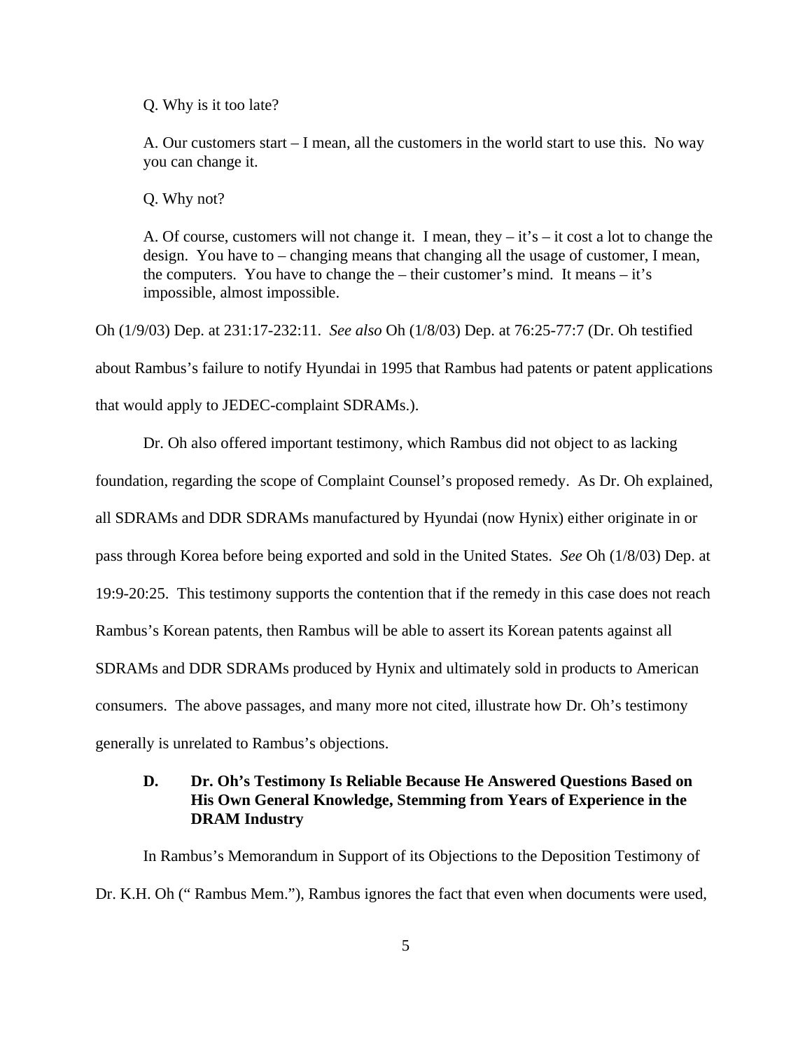> Q. Why is it too late?
>
> A. Our customers start – I mean, all the customers in the world start to use this. No way you can change it.
>
> Q. Why not?
>
> A. Of course, customers will not change it. I mean, they – it's – it cost a lot to change the design. You have to – changing means that changing all the usage of customer, I mean, the computers. You have to change the – their customer's mind. It means – it's impossible, almost impossible.

Oh (1/9/03) Dep. at 231:17-232:11. *See also* Oh (1/8/03) Dep. at 76:25-77:7 (Dr. Oh testified about Rambus's failure to notify Hyundai in 1995 that Rambus had patents or patent applications that would apply to JEDEC-complaint SDRAMs.).

Dr. Oh also offered important testimony, which Rambus did not object to as lacking foundation, regarding the scope of Complaint Counsel's proposed remedy. As Dr. Oh explained, all SDRAMs and DDR SDRAMs manufactured by Hyundai (now Hynix) either originate in or pass through Korea before being exported and sold in the United States. *See* Oh (1/8/03) Dep. at 19:9-20:25. This testimony supports the contention that if the remedy in this case does not reach Rambus's Korean patents, then Rambus will be able to assert its Korean patents against all SDRAMs and DDR SDRAMs produced by Hynix and ultimately sold in products to American consumers. The above passages, and many more not cited, illustrate how Dr. Oh's testimony generally is unrelated to Rambus's objections.

### D. Dr. Oh's Testimony Is Reliable Because He Answered Questions Based on His Own General Knowledge, Stemming from Years of Experience in the DRAM Industry

In Rambus's Memorandum in Support of its Objections to the Deposition Testimony of Dr. K.H. Oh (" Rambus Mem."), Rambus ignores the fact that even when documents were used,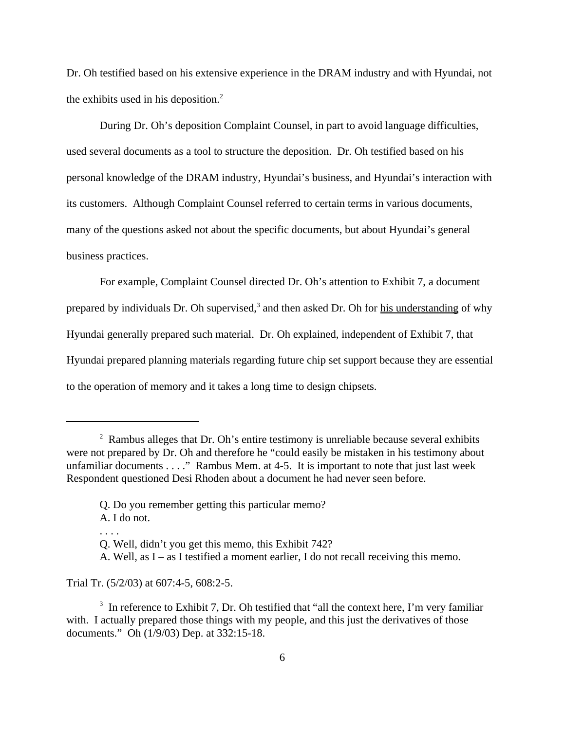Dr. Oh testified based on his extensive experience in the DRAM industry and with Hyundai, not the exhibits used in his deposition.[2]

During Dr. Oh's deposition Complaint Counsel, in part to avoid language difficulties, used several documents as a tool to structure the deposition. Dr. Oh testified based on his personal knowledge of the DRAM industry, Hyundai's business, and Hyundai's interaction with its customers. Although Complaint Counsel referred to certain terms in various documents, many of the questions asked not about the specific documents, but about Hyundai's general business practices.

For example, Complaint Counsel directed Dr. Oh's attention to Exhibit 7, a document prepared by individuals Dr. Oh supervised,[3] and then asked Dr. Oh for <u>his understanding</u> of why Hyundai generally prepared such material. Dr. Oh explained, independent of Exhibit 7, that Hyundai prepared planning materials regarding future chip set support because they are essential to the operation of memory and it takes a long time to design chipsets.

---

[2] Rambus alleges that Dr. Oh's entire testimony is unreliable because several exhibits were not prepared by Dr. Oh and therefore he "could easily be mistaken in his testimony about unfamiliar documents . . . ." Rambus Mem. at 4-5. It is important to note that just last week Respondent questioned Desi Rhoden about a document he had never seen before.

> Q. Do you remember getting this particular memo?
> A. I do not.
> . . . .
> Q. Well, didn't you get this memo, this Exhibit 742?
> A. Well, as I – as I testified a moment earlier, I do not recall receiving this memo.

Trial Tr. (5/2/03) at 607:4-5, 608:2-5.

[3] In reference to Exhibit 7, Dr. Oh testified that "all the context here, I'm very familiar with. I actually prepared those things with my people, and this just the derivatives of those documents." Oh (1/9/03) Dep. at 332:15-18.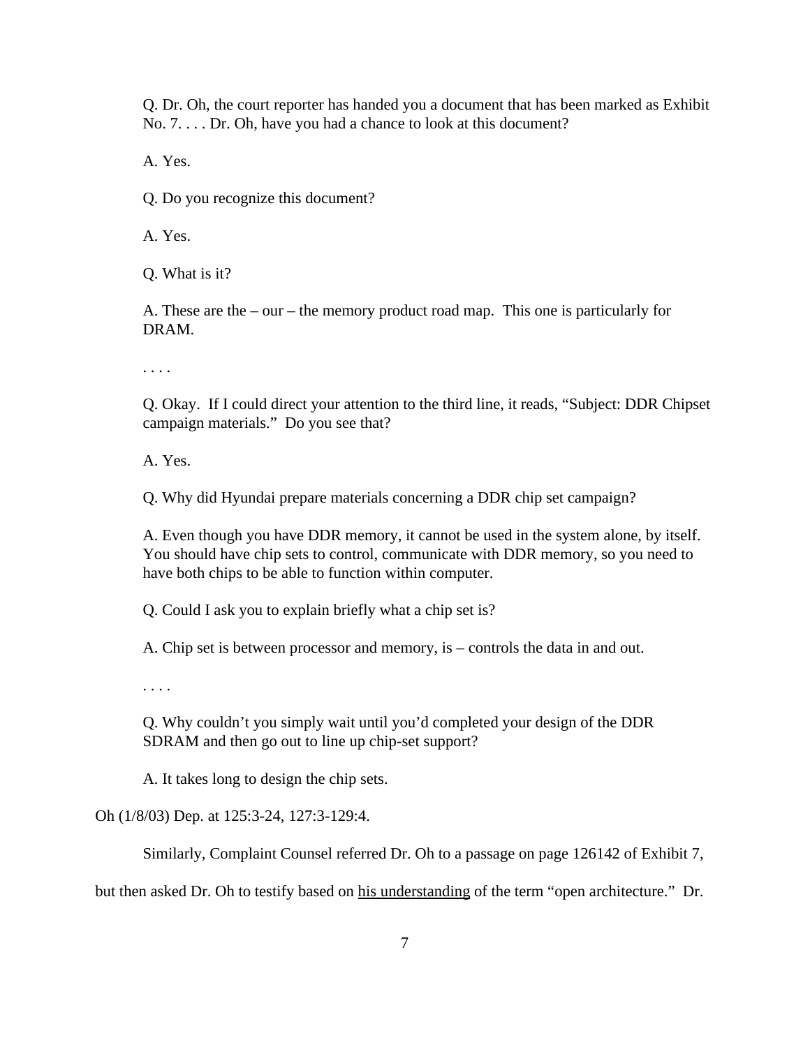> Q. Dr. Oh, the court reporter has handed you a document that has been marked as Exhibit No. 7. . . . Dr. Oh, have you had a chance to look at this document?
>
> A. Yes.
>
> Q. Do you recognize this document?
>
> A. Yes.
>
> Q. What is it?
>
> A. These are the – our – the memory product road map. This one is particularly for DRAM.
>
> . . . .
>
> Q. Okay. If I could direct your attention to the third line, it reads, "Subject: DDR Chipset campaign materials." Do you see that?
>
> A. Yes.
>
> Q. Why did Hyundai prepare materials concerning a DDR chip set campaign?
>
> A. Even though you have DDR memory, it cannot be used in the system alone, by itself. You should have chip sets to control, communicate with DDR memory, so you need to have both chips to be able to function within computer.
>
> Q. Could I ask you to explain briefly what a chip set is?
>
> A. Chip set is between processor and memory, is – controls the data in and out.
>
> . . . .
>
> Q. Why couldn't you simply wait until you'd completed your design of the DDR SDRAM and then go out to line up chip-set support?
>
> A. It takes long to design the chip sets.

Oh (1/8/03) Dep. at 125:3-24, 127:3-129:4.

Similarly, Complaint Counsel referred Dr. Oh to a passage on page 126142 of Exhibit 7, but then asked Dr. Oh to testify based on <u>his understanding</u> of the term "open architecture." Dr.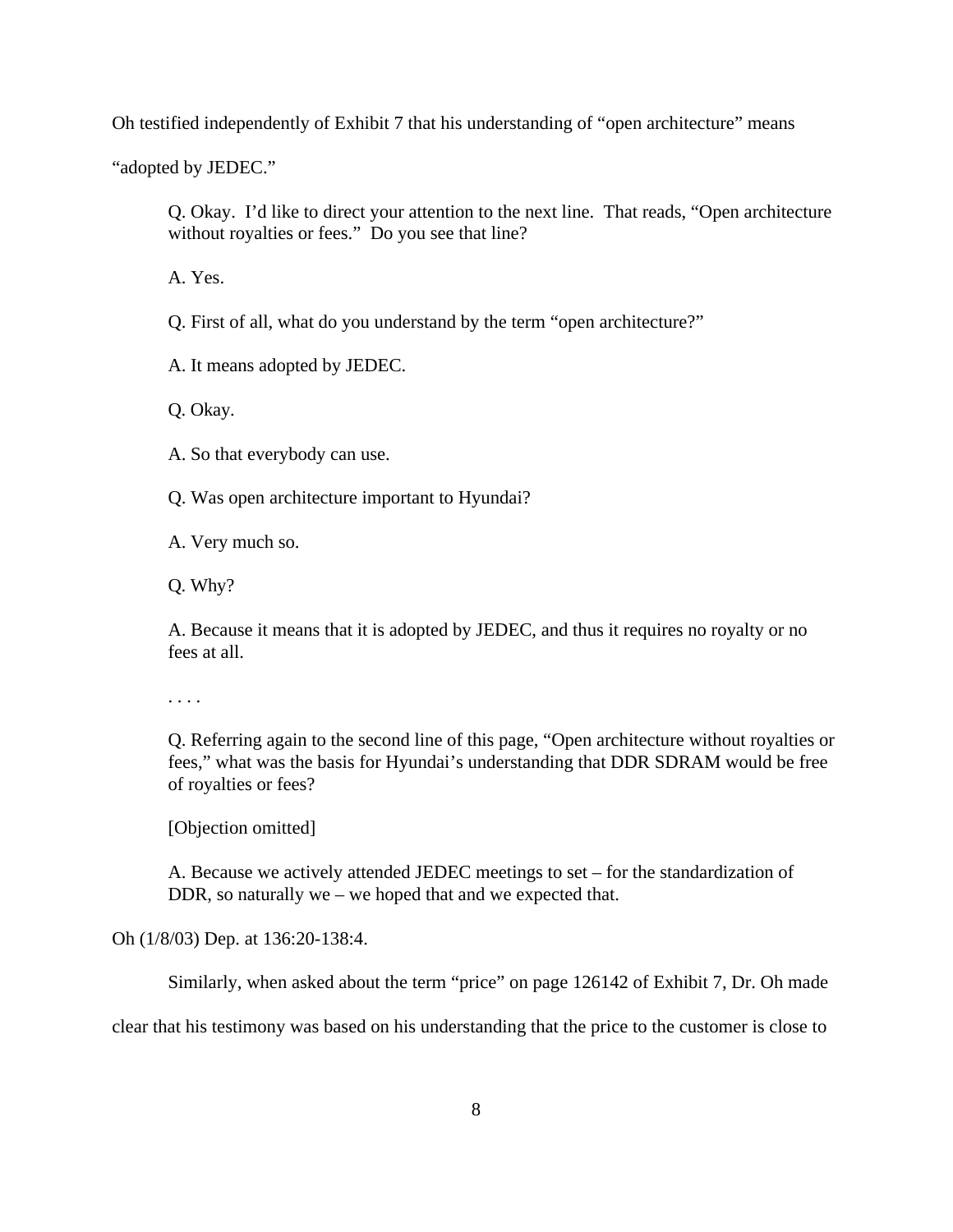Oh testified independently of Exhibit 7 that his understanding of "open architecture" means "adopted by JEDEC."

> Q. Okay. I'd like to direct your attention to the next line. That reads, "Open architecture without royalties or fees." Do you see that line?
>
> A. Yes.
>
> Q. First of all, what do you understand by the term "open architecture?"
>
> A. It means adopted by JEDEC.
>
> Q. Okay.
>
> A. So that everybody can use.
>
> Q. Was open architecture important to Hyundai?
>
> A. Very much so.
>
> Q. Why?
>
> A. Because it means that it is adopted by JEDEC, and thus it requires no royalty or no fees at all.
>
> . . . .
>
> Q. Referring again to the second line of this page, "Open architecture without royalties or fees," what was the basis for Hyundai's understanding that DDR SDRAM would be free of royalties or fees?
>
> [Objection omitted]
>
> A. Because we actively attended JEDEC meetings to set – for the standardization of DDR, so naturally we – we hoped that and we expected that.

Oh (1/8/03) Dep. at 136:20-138:4.

Similarly, when asked about the term "price" on page 126142 of Exhibit 7, Dr. Oh made clear that his testimony was based on his understanding that the price to the customer is close to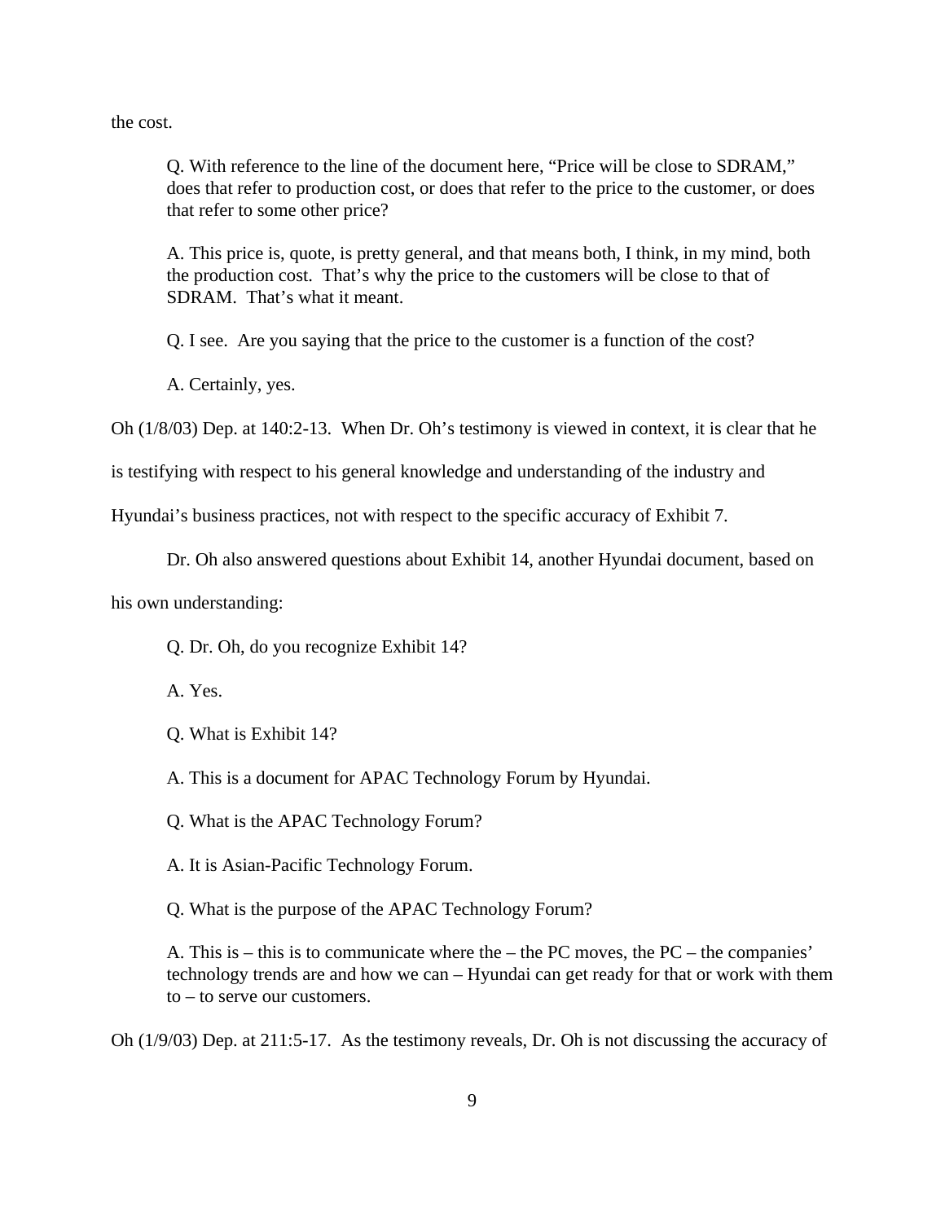the cost.

> Q. With reference to the line of the document here, "Price will be close to SDRAM," does that refer to production cost, or does that refer to the price to the customer, or does that refer to some other price?
>
> A. This price is, quote, is pretty general, and that means both, I think, in my mind, both the production cost. That's why the price to the customers will be close to that of SDRAM. That's what it meant.
>
> Q. I see. Are you saying that the price to the customer is a function of the cost?
>
> A. Certainly, yes.

Oh (1/8/03) Dep. at 140:2-13. When Dr. Oh's testimony is viewed in context, it is clear that he is testifying with respect to his general knowledge and understanding of the industry and Hyundai's business practices, not with respect to the specific accuracy of Exhibit 7.

Dr. Oh also answered questions about Exhibit 14, another Hyundai document, based on his own understanding:

> Q. Dr. Oh, do you recognize Exhibit 14?
>
> A. Yes.
>
> Q. What is Exhibit 14?
>
> A. This is a document for APAC Technology Forum by Hyundai.
>
> Q. What is the APAC Technology Forum?
>
> A. It is Asian-Pacific Technology Forum.
>
> Q. What is the purpose of the APAC Technology Forum?
>
> A. This is – this is to communicate where the – the PC moves, the PC – the companies' technology trends are and how we can – Hyundai can get ready for that or work with them to – to serve our customers.

Oh (1/9/03) Dep. at 211:5-17. As the testimony reveals, Dr. Oh is not discussing the accuracy of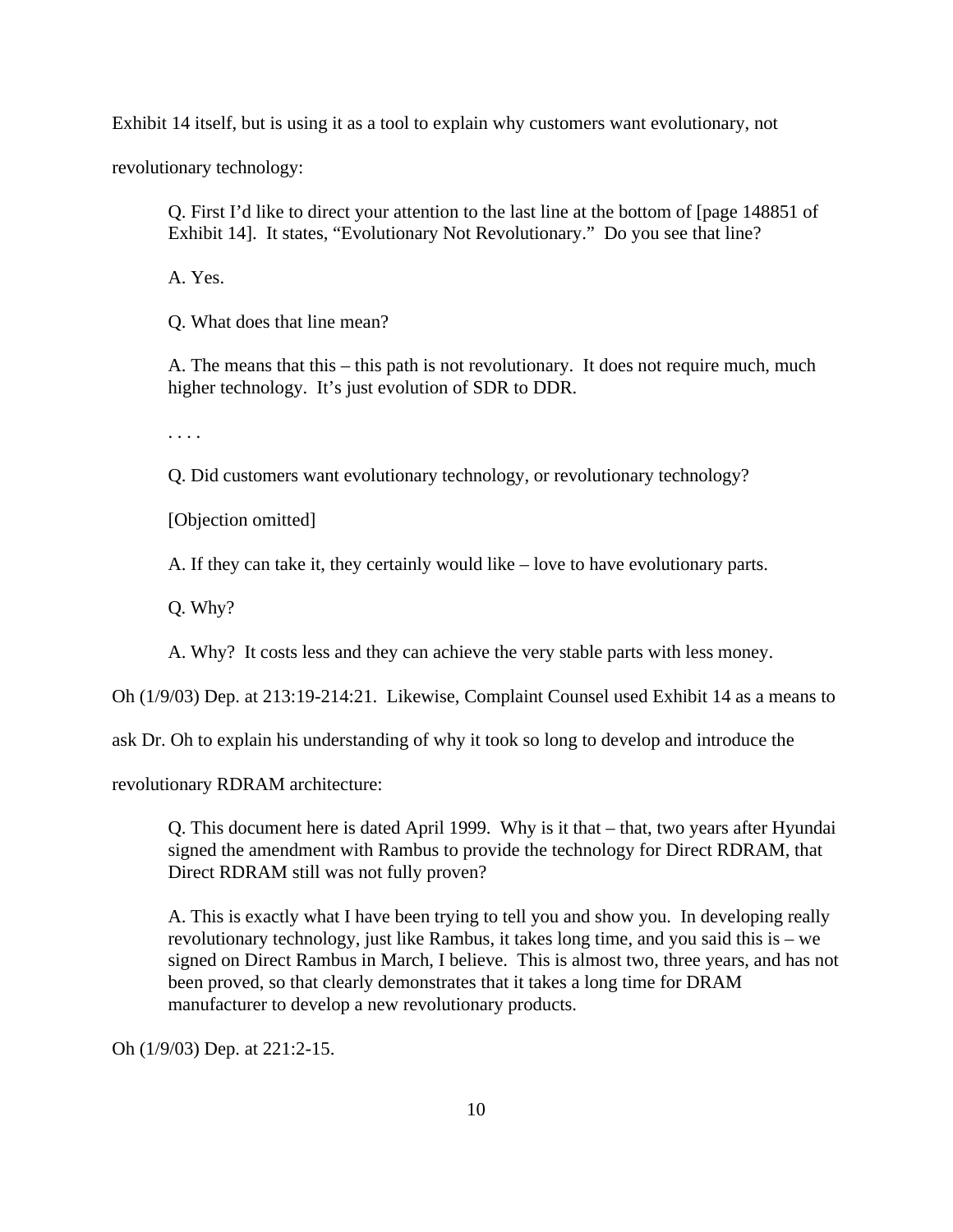Exhibit 14 itself, but is using it as a tool to explain why customers want evolutionary, not revolutionary technology:

> Q. First I'd like to direct your attention to the last line at the bottom of [page 148851 of Exhibit 14]. It states, "Evolutionary Not Revolutionary." Do you see that line?
>
> A. Yes.
>
> Q. What does that line mean?
>
> A. The means that this – this path is not revolutionary. It does not require much, much higher technology. It's just evolution of SDR to DDR.
>
> . . . .
>
> Q. Did customers want evolutionary technology, or revolutionary technology?
>
> [Objection omitted]
>
> A. If they can take it, they certainly would like – love to have evolutionary parts.
>
> Q. Why?
>
> A. Why? It costs less and they can achieve the very stable parts with less money.

Oh (1/9/03) Dep. at 213:19-214:21. Likewise, Complaint Counsel used Exhibit 14 as a means to ask Dr. Oh to explain his understanding of why it took so long to develop and introduce the revolutionary RDRAM architecture:

> Q. This document here is dated April 1999. Why is it that – that, two years after Hyundai signed the amendment with Rambus to provide the technology for Direct RDRAM, that Direct RDRAM still was not fully proven?
>
> A. This is exactly what I have been trying to tell you and show you. In developing really revolutionary technology, just like Rambus, it takes long time, and you said this is – we signed on Direct Rambus in March, I believe. This is almost two, three years, and has not been proved, so that clearly demonstrates that it takes a long time for DRAM manufacturer to develop a new revolutionary products.

Oh (1/9/03) Dep. at 221:2-15.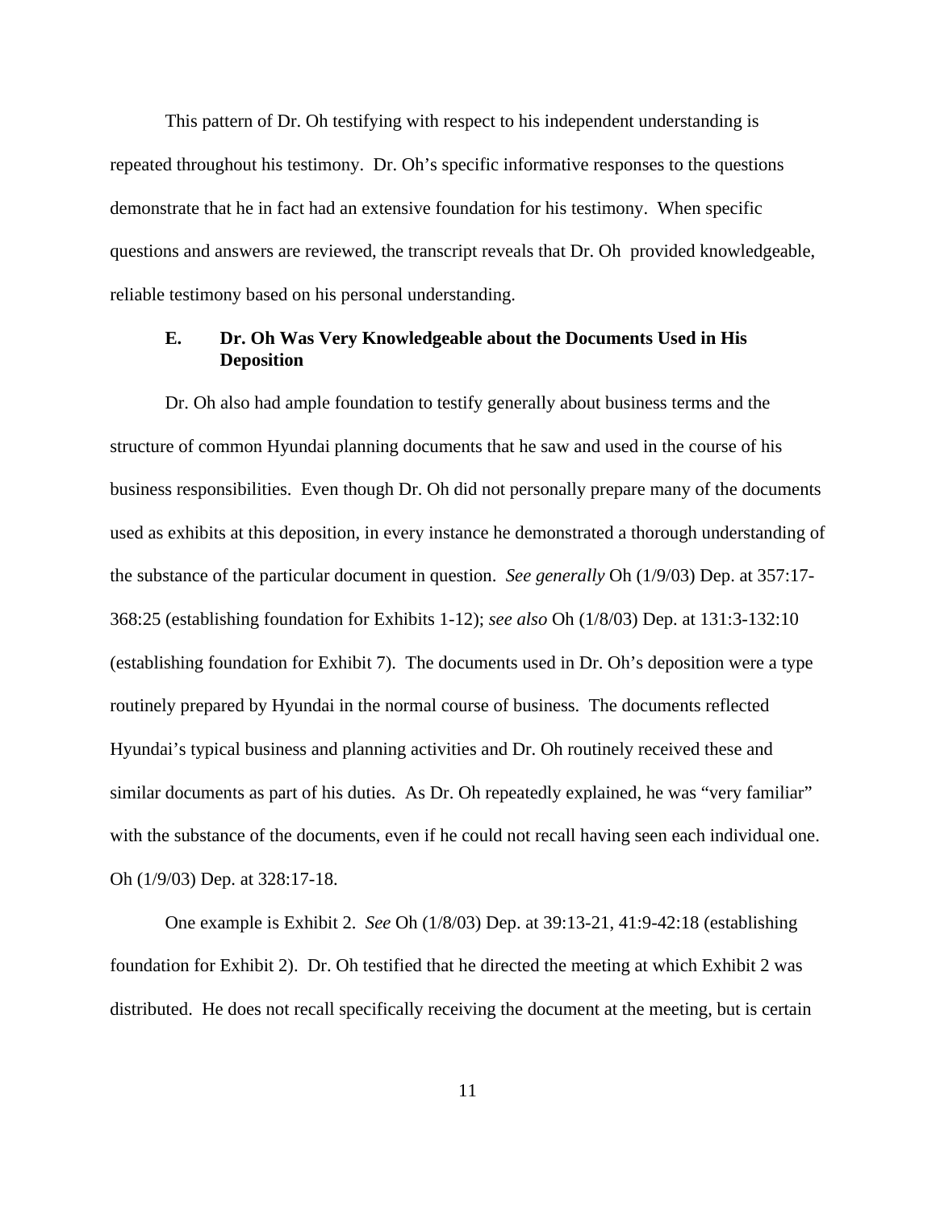This pattern of Dr. Oh testifying with respect to his independent understanding is repeated throughout his testimony. Dr. Oh's specific informative responses to the questions demonstrate that he in fact had an extensive foundation for his testimony. When specific questions and answers are reviewed, the transcript reveals that Dr. Oh provided knowledgeable, reliable testimony based on his personal understanding.

### E. Dr. Oh Was Very Knowledgeable about the Documents Used in His Deposition

Dr. Oh also had ample foundation to testify generally about business terms and the structure of common Hyundai planning documents that he saw and used in the course of his business responsibilities. Even though Dr. Oh did not personally prepare many of the documents used as exhibits at this deposition, in every instance he demonstrated a thorough understanding of the substance of the particular document in question. *See generally* Oh (1/9/03) Dep. at 357:17-368:25 (establishing foundation for Exhibits 1-12); *see also* Oh (1/8/03) Dep. at 131:3-132:10 (establishing foundation for Exhibit 7). The documents used in Dr. Oh's deposition were a type routinely prepared by Hyundai in the normal course of business. The documents reflected Hyundai's typical business and planning activities and Dr. Oh routinely received these and similar documents as part of his duties. As Dr. Oh repeatedly explained, he was "very familiar" with the substance of the documents, even if he could not recall having seen each individual one. Oh (1/9/03) Dep. at 328:17-18.

One example is Exhibit 2. *See* Oh (1/8/03) Dep. at 39:13-21, 41:9-42:18 (establishing foundation for Exhibit 2). Dr. Oh testified that he directed the meeting at which Exhibit 2 was distributed. He does not recall specifically receiving the document at the meeting, but is certain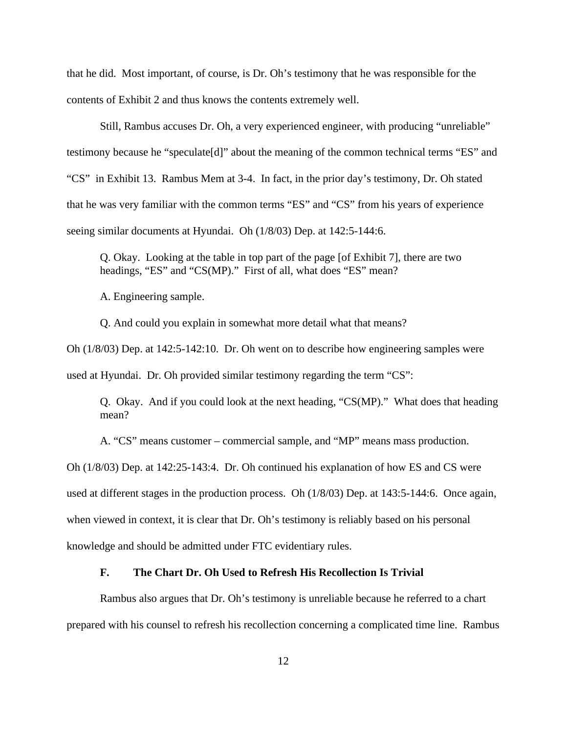that he did. Most important, of course, is Dr. Oh's testimony that he was responsible for the contents of Exhibit 2 and thus knows the contents extremely well.

Still, Rambus accuses Dr. Oh, a very experienced engineer, with producing "unreliable" testimony because he "speculate[d]" about the meaning of the common technical terms "ES" and "CS" in Exhibit 13. Rambus Mem at 3-4. In fact, in the prior day's testimony, Dr. Oh stated that he was very familiar with the common terms "ES" and "CS" from his years of experience seeing similar documents at Hyundai. Oh (1/8/03) Dep. at 142:5-144:6.

> Q. Okay. Looking at the table in top part of the page [of Exhibit 7], there are two headings, "ES" and "CS(MP)." First of all, what does "ES" mean?
>
> A. Engineering sample.
>
> Q. And could you explain in somewhat more detail what that means?

Oh (1/8/03) Dep. at 142:5-142:10. Dr. Oh went on to describe how engineering samples were used at Hyundai. Dr. Oh provided similar testimony regarding the term "CS":

> Q. Okay. And if you could look at the next heading, "CS(MP)." What does that heading mean?
>
> A. "CS" means customer – commercial sample, and "MP" means mass production.

Oh (1/8/03) Dep. at 142:25-143:4. Dr. Oh continued his explanation of how ES and CS were used at different stages in the production process. Oh (1/8/03) Dep. at 143:5-144:6. Once again, when viewed in context, it is clear that Dr. Oh's testimony is reliably based on his personal knowledge and should be admitted under FTC evidentiary rules.

### F. The Chart Dr. Oh Used to Refresh His Recollection Is Trivial

Rambus also argues that Dr. Oh's testimony is unreliable because he referred to a chart prepared with his counsel to refresh his recollection concerning a complicated time line. Rambus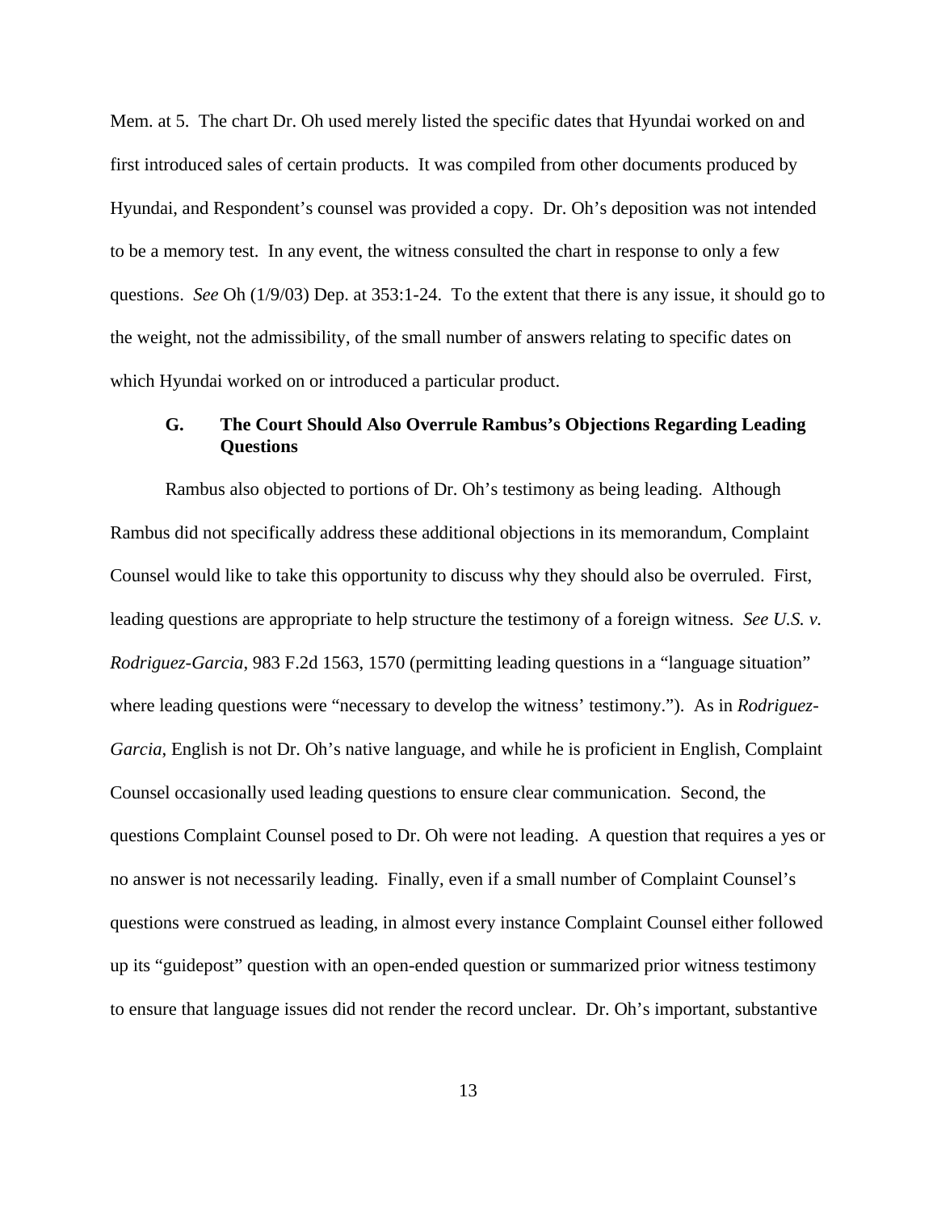Mem. at 5. The chart Dr. Oh used merely listed the specific dates that Hyundai worked on and first introduced sales of certain products. It was compiled from other documents produced by Hyundai, and Respondent's counsel was provided a copy. Dr. Oh's deposition was not intended to be a memory test. In any event, the witness consulted the chart in response to only a few questions. *See* Oh (1/9/03) Dep. at 353:1-24. To the extent that there is any issue, it should go to the weight, not the admissibility, of the small number of answers relating to specific dates on which Hyundai worked on or introduced a particular product.

### G. The Court Should Also Overrule Rambus's Objections Regarding Leading Questions

Rambus also objected to portions of Dr. Oh's testimony as being leading. Although Rambus did not specifically address these additional objections in its memorandum, Complaint Counsel would like to take this opportunity to discuss why they should also be overruled. First, leading questions are appropriate to help structure the testimony of a foreign witness. *See U.S. v. Rodriguez-Garcia*, 983 F.2d 1563, 1570 (permitting leading questions in a "language situation" where leading questions were "necessary to develop the witness' testimony."). As in *Rodriguez-Garcia*, English is not Dr. Oh's native language, and while he is proficient in English, Complaint Counsel occasionally used leading questions to ensure clear communication. Second, the questions Complaint Counsel posed to Dr. Oh were not leading. A question that requires a yes or no answer is not necessarily leading. Finally, even if a small number of Complaint Counsel's questions were construed as leading, in almost every instance Complaint Counsel either followed up its "guidepost" question with an open-ended question or summarized prior witness testimony to ensure that language issues did not render the record unclear. Dr. Oh's important, substantive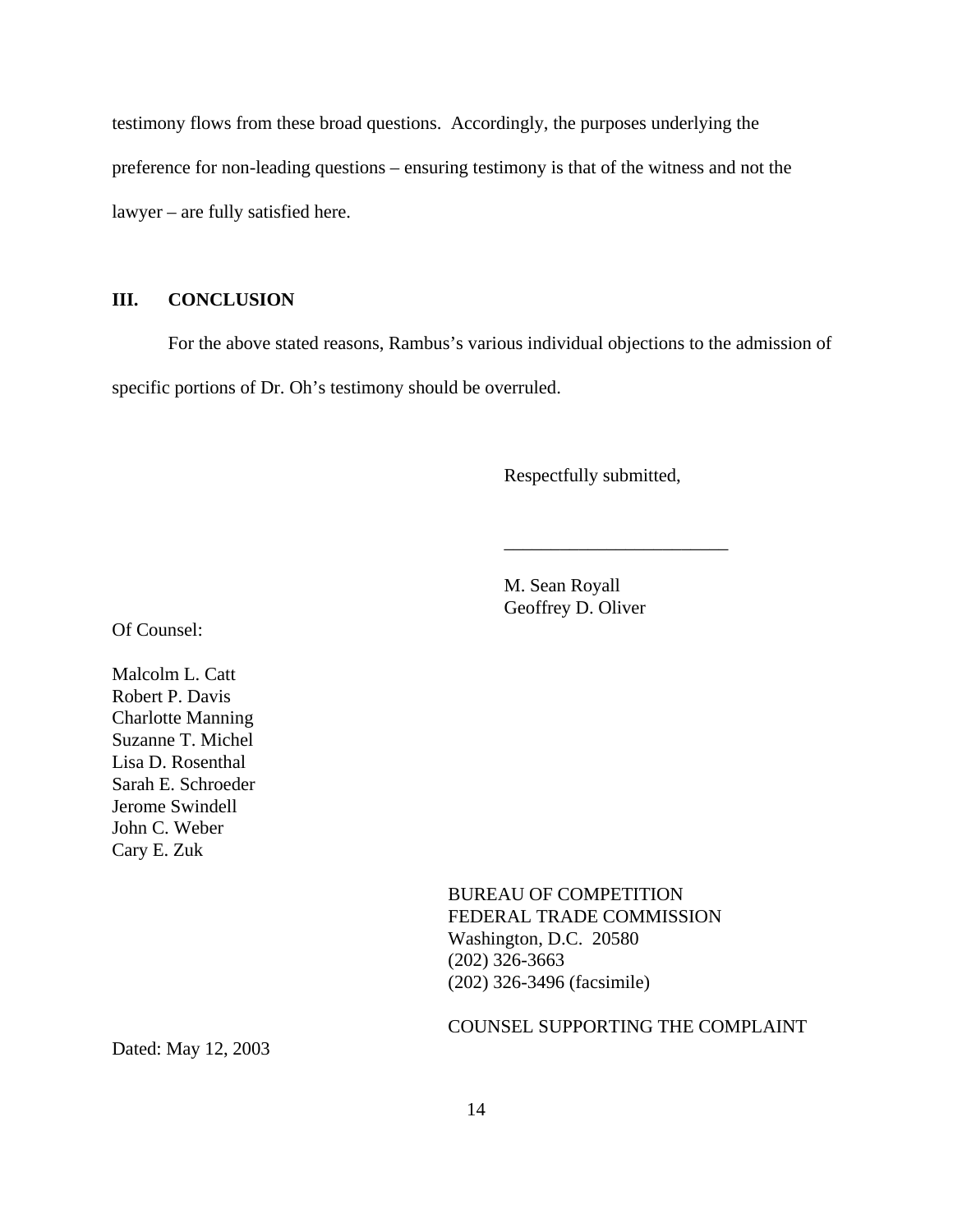testimony flows from these broad questions. Accordingly, the purposes underlying the preference for non-leading questions – ensuring testimony is that of the witness and not the lawyer – are fully satisfied here.

## III. CONCLUSION

For the above stated reasons, Rambus's various individual objections to the admission of specific portions of Dr. Oh's testimony should be overruled.

Respectfully submitted,

\_\_\_\_\_\_\_\_\_\_\_\_\_\_\_\_\_\_\_\_\_\_\_\_\_

M. Sean Royall
Geoffrey D. Oliver

Of Counsel:

Malcolm L. Catt
Robert P. Davis
Charlotte Manning
Suzanne T. Michel
Lisa D. Rosenthal
Sarah E. Schroeder
Jerome Swindell
John C. Weber
Cary E. Zuk

BUREAU OF COMPETITION
FEDERAL TRADE COMMISSION
Washington, D.C. 20580
(202) 326-3663
(202) 326-3496 (facsimile)

COUNSEL SUPPORTING THE COMPLAINT

Dated: May 12, 2003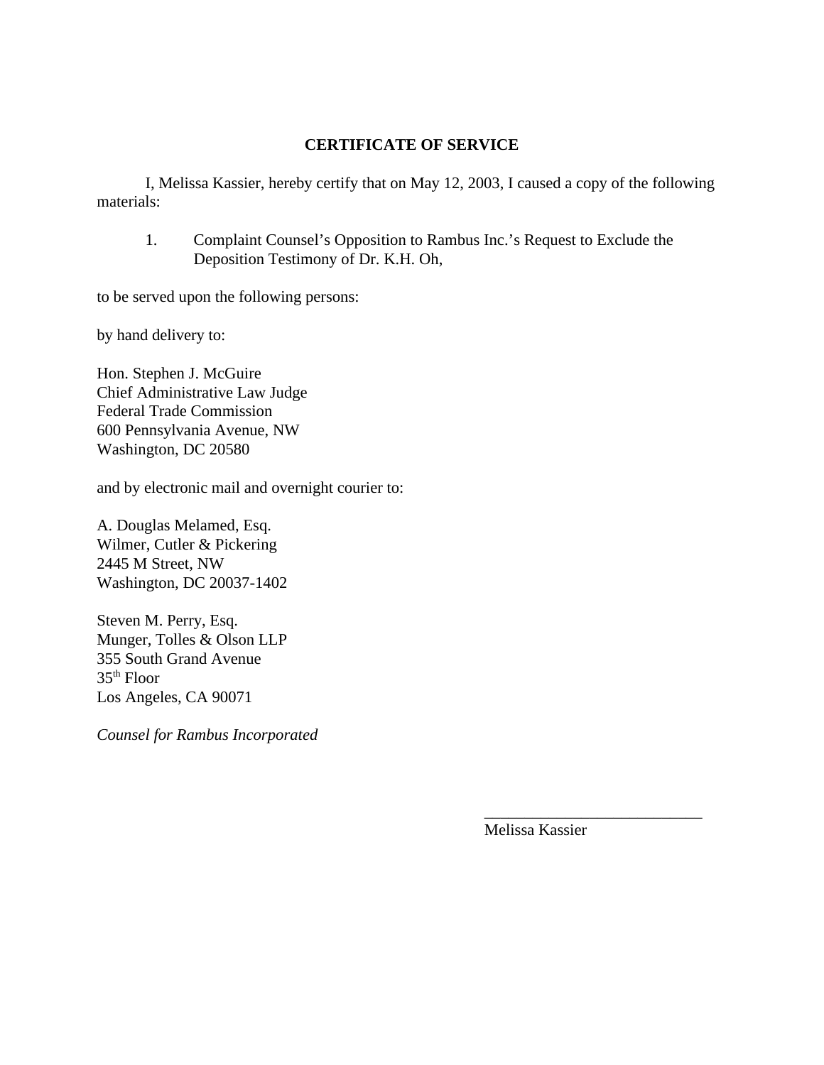## CERTIFICATE OF SERVICE

I, Melissa Kassier, hereby certify that on May 12, 2003, I caused a copy of the following materials:

1. Complaint Counsel's Opposition to Rambus Inc.'s Request to Exclude the Deposition Testimony of Dr. K.H. Oh,

to be served upon the following persons:

by hand delivery to:

Hon. Stephen J. McGuire
Chief Administrative Law Judge
Federal Trade Commission
600 Pennsylvania Avenue, NW
Washington, DC 20580

and by electronic mail and overnight courier to:

A. Douglas Melamed, Esq.
Wilmer, Cutler & Pickering
2445 M Street, NW
Washington, DC 20037-1402

Steven M. Perry, Esq.
Munger, Tolles & Olson LLP
355 South Grand Avenue
35th Floor
Los Angeles, CA 90071

*Counsel for Rambus Incorporated*

\_\_\_\_\_\_\_\_\_\_\_\_\_\_\_\_\_\_\_\_\_\_\_\_\_\_\_\_
Melissa Kassier